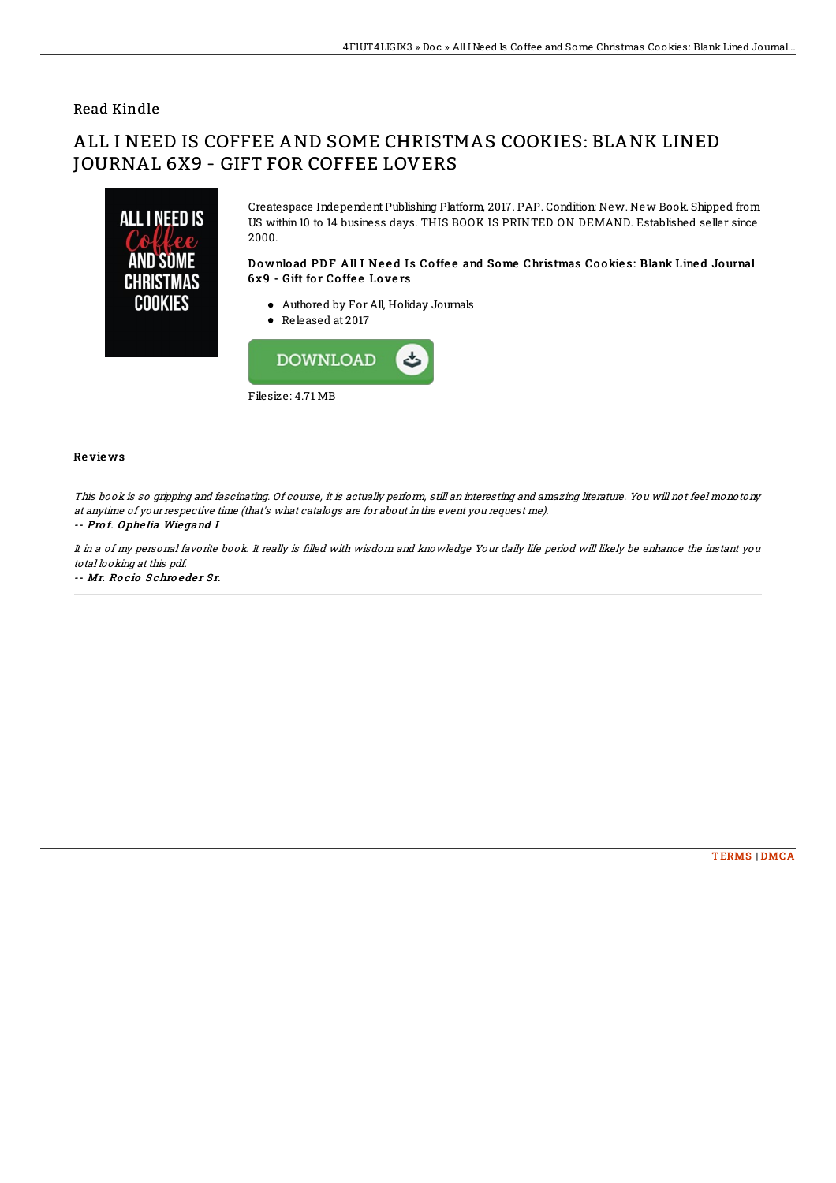Read Kindle

# ALL I NEED IS COFFEE AND SOME CHRISTMAS COOKIES: BLANK LINED JOURNAL 6X9 - GIFT FOR COFFEE LOVERS

Createspace Independent Publishing Platform, 2017. PAP. Condition: New. New Book. Shipped from US within 10 to 14 business days. THIS BOOK IS PRINTED ON DEMAND. Established seller since 2000.

### Download PDF All I Need Is Coffee and Some Christmas Cookies: Blank Lined Journal 6x9 - Gift for Coffee Lovers

- Authored by For All, Holiday Journals
- Released at 2017

DOWNLOAD

Filesize: 4.71 MB

## Reviews

*This book is so gripping and fascinating. Of course, it is actually perform, still an interesting and amazing literature. You will not feel monotony at anytime of your respective time (that's what catalogs are for about in the event you request me).*

-- ***Prof. Ophelia Wiegand I***

*It in a of my personal favorite book. It really is filled with wisdom and knowledge Your daily life period will likely be enhance the instant you total looking at this pdf.*

-- ***Mr. Rocio Schroeder Sr.***

TERMS | DMCA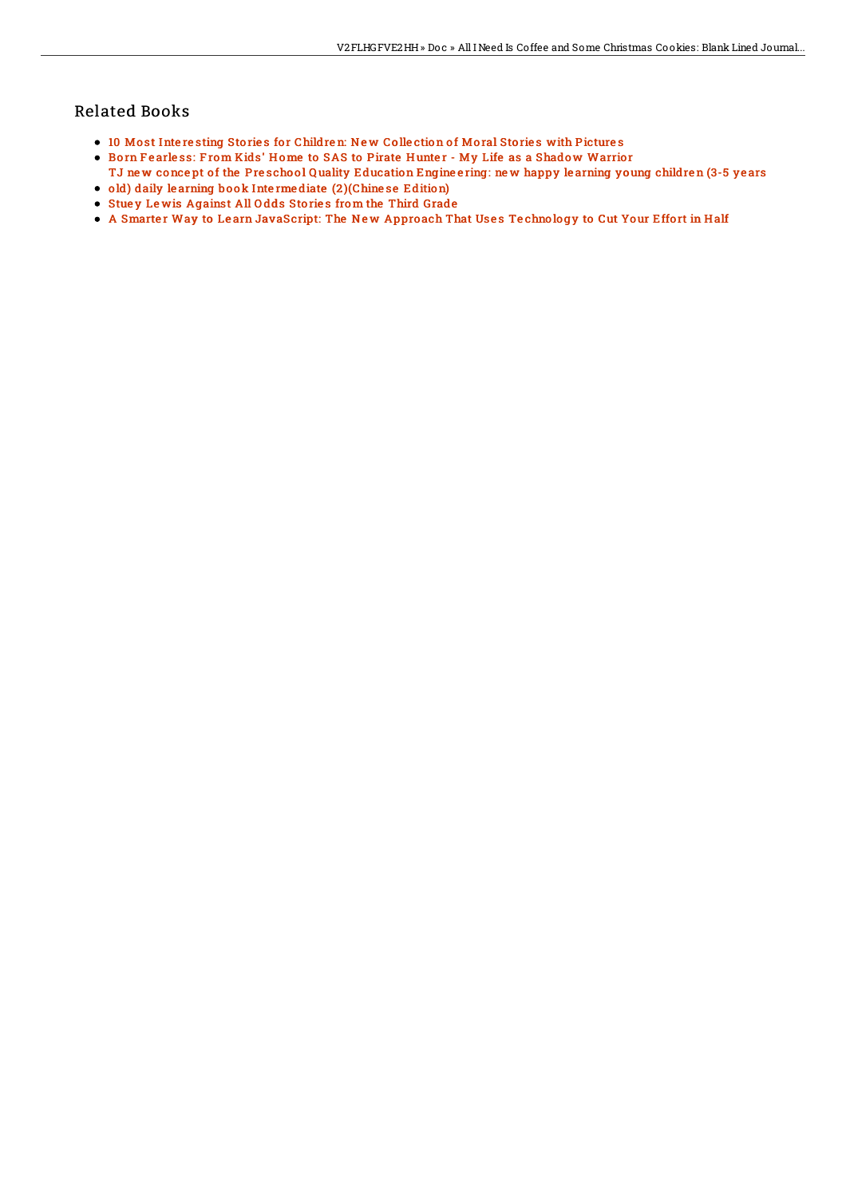## Related Books

- 10 Most Interesting Stories for Children: New Collection of Moral Stories with Pictures
- Born Fearless: From Kids' Home to SAS to Pirate Hunter - My Life as a Shadow Warrior
- TJ new concept of the Preschool Quality Education Engineering: new happy learning young children (3-5 years old) daily learning book Intermediate (2)(Chinese Edition)
- Stuey Lewis Against All Odds Stories from the Third Grade
- A Smarter Way to Learn JavaScript: The New Approach That Uses Technology to Cut Your Effort in Half